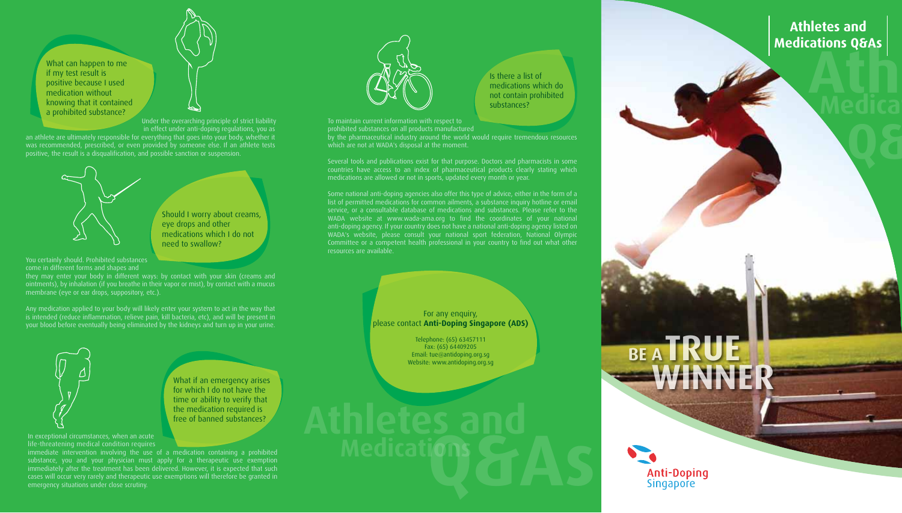# Athletes and Medications Q&As

## What can happen to me if my test result is positive because I used medication without knowing that it contained a prohibited substance?

Under the overarching principle of strict liability in effect under anti-doping regulations, you as an athlete are ultimately responsible for everything that goes into your body, whether it was recommended, prescribed, or even provided by someone else. If an athlete tests positive, the result is a disqualification, and possible sanction or suspension.

## Should I worry about creams, eye drops and other medications which I do not need to swallow?

You certainly should. Prohibited substances come in different forms and shapes and they may enter your body in different ways: by contact with your skin (creams and ointments), by inhalation (if you breathe in their vapor or mist), by contact with a mucus membrane (eye or ear drops, suppository, etc.).

Any medication applied to your body will likely enter your system to act in the way that is intended (reduce inflammation, relieve pain, kill bacteria, etc), and will be present in your blood before eventually being eliminated by the kidneys and turn up in your urine.

## What if an emergency arises for which I do not have the time or ability to verify that the medication required is free of banned substances?

In exceptional circumstances, when an acute life-threatening medical condition requires immediate intervention involving the use of a medication containing a prohibited substance, you and your physician must apply for a therapeutic use exemption immediately after the treatment has been delivered. However, it is expected that such cases will occur very rarely and therapeutic use exemptions will therefore be granted in emergency situations under close scrutiny.

## Is there a list of medications which do not contain prohibited substances?

To maintain current information with respect to prohibited substances on all products manufactured by the pharmaceutical industry around the world would require tremendous resources which are not at WADA's disposal at the moment.

Several tools and publications exist for that purpose. Doctors and pharmacists in some countries have access to an index of pharmaceutical products clearly stating which medications are allowed or not in sports, updated every month or year.

Some national anti-doping agencies also offer this type of advice, either in the form of a list of permitted medications for common ailments, a substance inquiry hotline or email service, or a consultable database of medications and substances. Please refer to the WADA website at www.wada-ama.org to find the coordinates of your national anti-doping agency. If your country does not have a national anti-doping agency listed on WADA's website, please consult your national sport federation, National Olympic Committee or a competent health professional in your country to find out what other resources are available.

For any enquiry,
please contact **Anti-Doping Singapore (ADS)**

Telephone: (65) 63457111
Fax: (65) 64409205
Email: tue@antidoping.org.sg
Website: www.antidoping.org.sg

**BE A TRUE WINNER**

Anti-Doping Singapore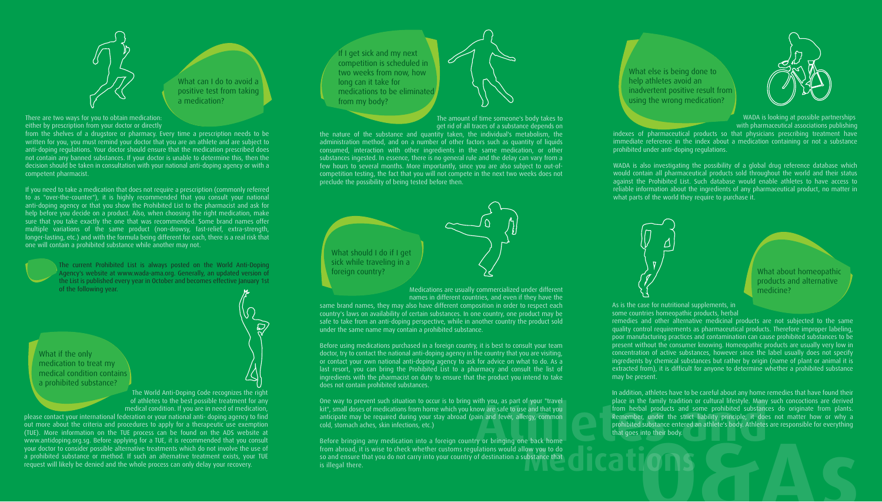### What can I do to avoid a positive test from taking a medication?

There are two ways for you to obtain medication: either by prescription from your doctor or directly from the shelves of a drugstore or pharmacy. Every time a prescription needs to be written for you, you must remind your doctor that you are an athlete and are subject to anti-doping regulations. Your doctor should ensure that the medication prescribed does not contain any banned substances. If your doctor is unable to determine this, then the decision should be taken in consultation with your national anti-doping agency or with a competent pharmacist.

If you need to take a medication that does not require a prescription (commonly referred to as "over-the-counter"), it is highly recommended that you consult your national anti-doping agency or that you show the Prohibited List to the pharmacist and ask for help before you decide on a product. Also, when choosing the right medication, make sure that you take exactly the one that was recommended. Some brand names offer multiple variations of the same product (non-drowsy, fast-relief, extra-strength, longer-lasting, etc.) and with the formula being different for each, there is a real risk that one will contain a prohibited substance while another may not.

The current Prohibited List is always posted on the World Anti-Doping Agency's website at www.wada-ama.org. Generally, an updated version of the List is published every year in October and becomes effective January 1st of the following year.

### What if the only medication to treat my medical condition contains a prohibited substance?

The World Anti-Doping Code recognizes the right of athletes to the best possible treatment for any medical condition. If you are in need of medication, please contact your international federation or your national anti- doping agency to find out more about the criteria and procedures to apply for a therapeutic use exemption (TUE). More information on the TUE process can be found on the ADS website at www.antidoping.org.sg. Before applying for a TUE, it is recommended that you consult your doctor to consider possible alternative treatments which do not involve the use of a prohibited substance or method. If such an alternative treatment exists, your TUE request will likely be denied and the whole process can only delay your recovery.

### If I get sick and my next competition is scheduled in two weeks from now, how long can it take for medications to be eliminated from my body?

The amount of time someone's body takes to get rid of all traces of a substance depends on the nature of the substance and quantity taken, the individual's metabolism, the administration method, and on a number of other factors such as quantity of liquids consumed, interaction with other ingredients in the same medication, or other substances ingested. In essence, there is no general rule and the delay can vary from a few hours to several months. More importantly, since you are also subject to out-of-competition testing, the fact that you will not compete in the next two weeks does not preclude the possibility of being tested before then.

### What should I do if I get sick while traveling in a foreign country?

Medications are usually commercialized under different names in different countries, and even if they have the same brand names, they may also have different composition in order to respect each country's laws on availability of certain substances. In one country, one product may be safe to take from an anti-doping perspective, while in another country the product sold under the same name may contain a prohibited substance.

Before using medications purchased in a foreign country, it is best to consult your team doctor, try to contact the national anti-doping agency in the country that you are visiting, or contact your own national anti-doping agency to ask for advice on what to do. As a last resort, you can bring the Prohibited List to a pharmacy and consult the list of ingredients with the pharmacist on duty to ensure that the product you intend to take does not contain prohibited substances.

One way to prevent such situation to occur is to bring with you, as part of your "travel kit", small doses of medications from home which you know are safe to use and that you anticipate may be required during your stay abroad (pain and fever, allergy, common cold, stomach aches, skin infections, etc.)

Before bringing any medication into a foreign country or bringing one back home from abroad, it is wise to check whether customs regulations would allow you to do so and ensure that you do not carry into your country of destination a substance that is illegal there.

### What else is being done to help athletes avoid an inadvertent positive result from using the wrong medication?

WADA is looking at possible partnerships with pharmaceutical associations publishing indexes of pharmaceutical products so that physicians prescribing treatment have immediate reference in the index about a medication containing or not a substance prohibited under anti-doping regulations.

WADA is also investigating the possibility of a global drug reference database which would contain all pharmaceutical products sold throughout the world and their status against the Prohibited List. Such database would enable athletes to have access to reliable information about the ingredients of any pharmaceutical product, no matter in what parts of the world they require to purchase it.

### What about homeopathic products and alternative medicine?

As is the case for nutritional supplements, in some countries homeopathic products, herbal remedies and other alternative medicinal products are not subjected to the same quality control requirements as pharmaceutical products. Therefore improper labeling, poor manufacturing practices and contamination can cause prohibited substances to be present without the consumer knowing. Homeopathic products are usually very low in concentration of active substances, however since the label usually does not specify ingredients by chemical substances but rather by origin (name of plant or animal it is extracted from), it is difficult for anyone to determine whether a prohibited substance may be present.

In addition, athletes have to be careful about any home remedies that have found their place in the family tradition or cultural lifestyle. Many such concoctions are derived from herbal products and some prohibited substances do originate from plants. Remember, under the strict liability principle, it does not matter how or why a prohibited substance entered an athlete's body. Athletes are responsible for everything that goes into their body.

# Athletes and Medications Q&As